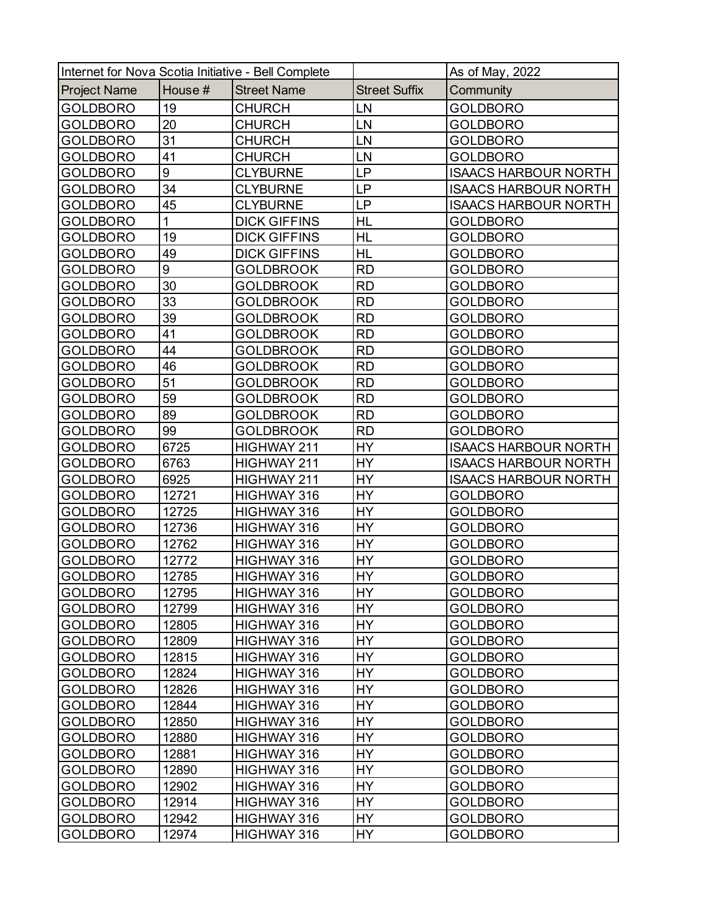| Internet for Nova Scotia Initiative - Bell Complete | | | | As of May, 2022 |
|---|---|---|---|---|
| Project Name | House # | Street Name | Street Suffix | Community |
| GOLDBORO | 19 | CHURCH | LN | GOLDBORO |
| GOLDBORO | 20 | CHURCH | LN | GOLDBORO |
| GOLDBORO | 31 | CHURCH | LN | GOLDBORO |
| GOLDBORO | 41 | CHURCH | LN | GOLDBORO |
| GOLDBORO | 9 | CLYBURNE | LP | ISAACS HARBOUR NORTH |
| GOLDBORO | 34 | CLYBURNE | LP | ISAACS HARBOUR NORTH |
| GOLDBORO | 45 | CLYBURNE | LP | ISAACS HARBOUR NORTH |
| GOLDBORO | 1 | DICK GIFFINS | HL | GOLDBORO |
| GOLDBORO | 19 | DICK GIFFINS | HL | GOLDBORO |
| GOLDBORO | 49 | DICK GIFFINS | HL | GOLDBORO |
| GOLDBORO | 9 | GOLDBROOK | RD | GOLDBORO |
| GOLDBORO | 30 | GOLDBROOK | RD | GOLDBORO |
| GOLDBORO | 33 | GOLDBROOK | RD | GOLDBORO |
| GOLDBORO | 39 | GOLDBROOK | RD | GOLDBORO |
| GOLDBORO | 41 | GOLDBROOK | RD | GOLDBORO |
| GOLDBORO | 44 | GOLDBROOK | RD | GOLDBORO |
| GOLDBORO | 46 | GOLDBROOK | RD | GOLDBORO |
| GOLDBORO | 51 | GOLDBROOK | RD | GOLDBORO |
| GOLDBORO | 59 | GOLDBROOK | RD | GOLDBORO |
| GOLDBORO | 89 | GOLDBROOK | RD | GOLDBORO |
| GOLDBORO | 99 | GOLDBROOK | RD | GOLDBORO |
| GOLDBORO | 6725 | HIGHWAY 211 | HY | ISAACS HARBOUR NORTH |
| GOLDBORO | 6763 | HIGHWAY 211 | HY | ISAACS HARBOUR NORTH |
| GOLDBORO | 6925 | HIGHWAY 211 | HY | ISAACS HARBOUR NORTH |
| GOLDBORO | 12721 | HIGHWAY 316 | HY | GOLDBORO |
| GOLDBORO | 12725 | HIGHWAY 316 | HY | GOLDBORO |
| GOLDBORO | 12736 | HIGHWAY 316 | HY | GOLDBORO |
| GOLDBORO | 12762 | HIGHWAY 316 | HY | GOLDBORO |
| GOLDBORO | 12772 | HIGHWAY 316 | HY | GOLDBORO |
| GOLDBORO | 12785 | HIGHWAY 316 | HY | GOLDBORO |
| GOLDBORO | 12795 | HIGHWAY 316 | HY | GOLDBORO |
| GOLDBORO | 12799 | HIGHWAY 316 | HY | GOLDBORO |
| GOLDBORO | 12805 | HIGHWAY 316 | HY | GOLDBORO |
| GOLDBORO | 12809 | HIGHWAY 316 | HY | GOLDBORO |
| GOLDBORO | 12815 | HIGHWAY 316 | HY | GOLDBORO |
| GOLDBORO | 12824 | HIGHWAY 316 | HY | GOLDBORO |
| GOLDBORO | 12826 | HIGHWAY 316 | HY | GOLDBORO |
| GOLDBORO | 12844 | HIGHWAY 316 | HY | GOLDBORO |
| GOLDBORO | 12850 | HIGHWAY 316 | HY | GOLDBORO |
| GOLDBORO | 12880 | HIGHWAY 316 | HY | GOLDBORO |
| GOLDBORO | 12881 | HIGHWAY 316 | HY | GOLDBORO |
| GOLDBORO | 12890 | HIGHWAY 316 | HY | GOLDBORO |
| GOLDBORO | 12902 | HIGHWAY 316 | HY | GOLDBORO |
| GOLDBORO | 12914 | HIGHWAY 316 | HY | GOLDBORO |
| GOLDBORO | 12942 | HIGHWAY 316 | HY | GOLDBORO |
| GOLDBORO | 12974 | HIGHWAY 316 | HY | GOLDBORO |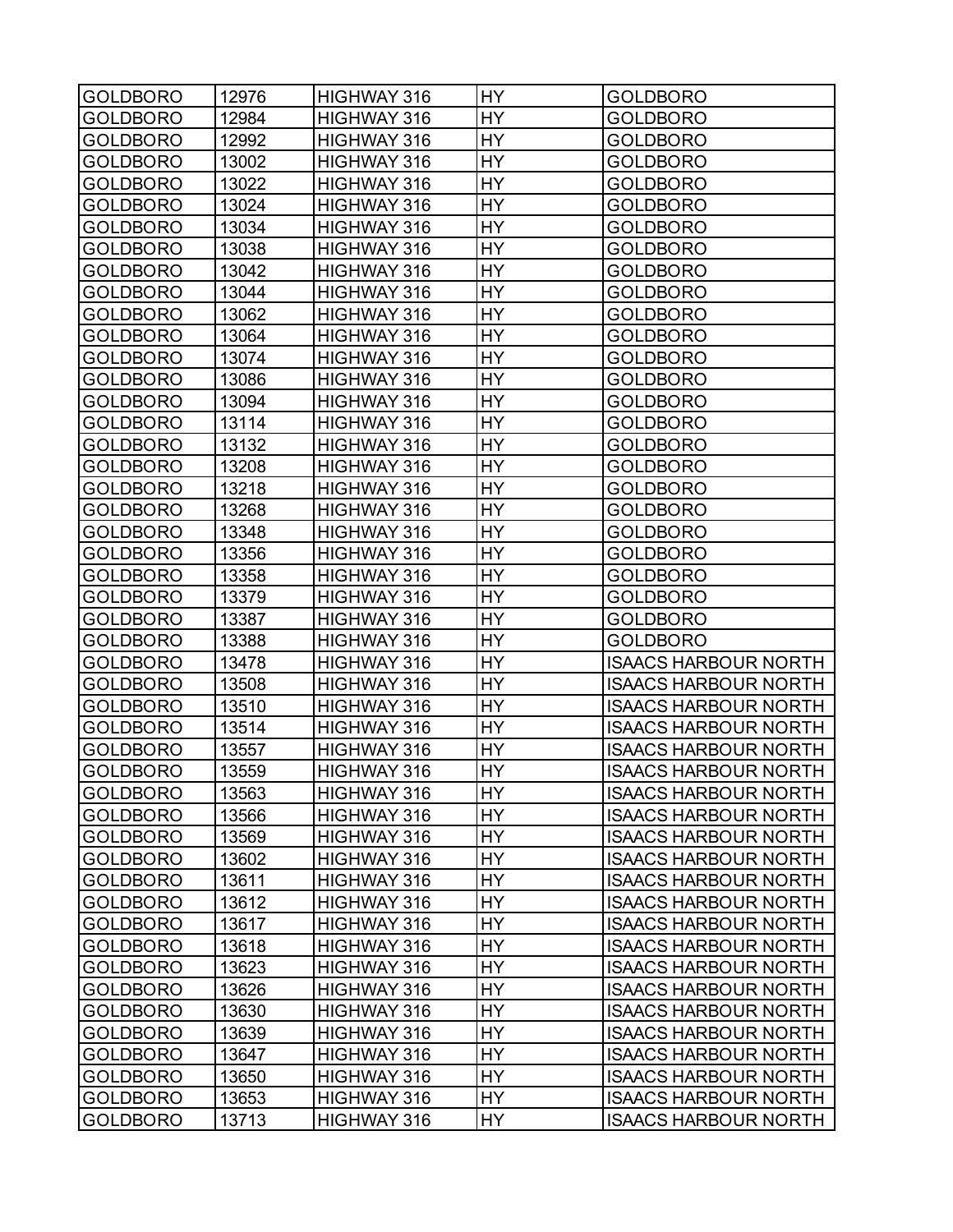| GOLDBORO | 12976 | HIGHWAY 316 | HY | GOLDBORO |
|---|---|---|---|---|
| GOLDBORO | 12984 | HIGHWAY 316 | HY | GOLDBORO |
| GOLDBORO | 12992 | HIGHWAY 316 | HY | GOLDBORO |
| GOLDBORO | 13002 | HIGHWAY 316 | HY | GOLDBORO |
| GOLDBORO | 13022 | HIGHWAY 316 | HY | GOLDBORO |
| GOLDBORO | 13024 | HIGHWAY 316 | HY | GOLDBORO |
| GOLDBORO | 13034 | HIGHWAY 316 | HY | GOLDBORO |
| GOLDBORO | 13038 | HIGHWAY 316 | HY | GOLDBORO |
| GOLDBORO | 13042 | HIGHWAY 316 | HY | GOLDBORO |
| GOLDBORO | 13044 | HIGHWAY 316 | HY | GOLDBORO |
| GOLDBORO | 13062 | HIGHWAY 316 | HY | GOLDBORO |
| GOLDBORO | 13064 | HIGHWAY 316 | HY | GOLDBORO |
| GOLDBORO | 13074 | HIGHWAY 316 | HY | GOLDBORO |
| GOLDBORO | 13086 | HIGHWAY 316 | HY | GOLDBORO |
| GOLDBORO | 13094 | HIGHWAY 316 | HY | GOLDBORO |
| GOLDBORO | 13114 | HIGHWAY 316 | HY | GOLDBORO |
| GOLDBORO | 13132 | HIGHWAY 316 | HY | GOLDBORO |
| GOLDBORO | 13208 | HIGHWAY 316 | HY | GOLDBORO |
| GOLDBORO | 13218 | HIGHWAY 316 | HY | GOLDBORO |
| GOLDBORO | 13268 | HIGHWAY 316 | HY | GOLDBORO |
| GOLDBORO | 13348 | HIGHWAY 316 | HY | GOLDBORO |
| GOLDBORO | 13356 | HIGHWAY 316 | HY | GOLDBORO |
| GOLDBORO | 13358 | HIGHWAY 316 | HY | GOLDBORO |
| GOLDBORO | 13379 | HIGHWAY 316 | HY | GOLDBORO |
| GOLDBORO | 13387 | HIGHWAY 316 | HY | GOLDBORO |
| GOLDBORO | 13388 | HIGHWAY 316 | HY | GOLDBORO |
| GOLDBORO | 13478 | HIGHWAY 316 | HY | ISAACS HARBOUR NORTH |
| GOLDBORO | 13508 | HIGHWAY 316 | HY | ISAACS HARBOUR NORTH |
| GOLDBORO | 13510 | HIGHWAY 316 | HY | ISAACS HARBOUR NORTH |
| GOLDBORO | 13514 | HIGHWAY 316 | HY | ISAACS HARBOUR NORTH |
| GOLDBORO | 13557 | HIGHWAY 316 | HY | ISAACS HARBOUR NORTH |
| GOLDBORO | 13559 | HIGHWAY 316 | HY | ISAACS HARBOUR NORTH |
| GOLDBORO | 13563 | HIGHWAY 316 | HY | ISAACS HARBOUR NORTH |
| GOLDBORO | 13566 | HIGHWAY 316 | HY | ISAACS HARBOUR NORTH |
| GOLDBORO | 13569 | HIGHWAY 316 | HY | ISAACS HARBOUR NORTH |
| GOLDBORO | 13602 | HIGHWAY 316 | HY | ISAACS HARBOUR NORTH |
| GOLDBORO | 13611 | HIGHWAY 316 | HY | ISAACS HARBOUR NORTH |
| GOLDBORO | 13612 | HIGHWAY 316 | HY | ISAACS HARBOUR NORTH |
| GOLDBORO | 13617 | HIGHWAY 316 | HY | ISAACS HARBOUR NORTH |
| GOLDBORO | 13618 | HIGHWAY 316 | HY | ISAACS HARBOUR NORTH |
| GOLDBORO | 13623 | HIGHWAY 316 | HY | ISAACS HARBOUR NORTH |
| GOLDBORO | 13626 | HIGHWAY 316 | HY | ISAACS HARBOUR NORTH |
| GOLDBORO | 13630 | HIGHWAY 316 | HY | ISAACS HARBOUR NORTH |
| GOLDBORO | 13639 | HIGHWAY 316 | HY | ISAACS HARBOUR NORTH |
| GOLDBORO | 13647 | HIGHWAY 316 | HY | ISAACS HARBOUR NORTH |
| GOLDBORO | 13650 | HIGHWAY 316 | HY | ISAACS HARBOUR NORTH |
| GOLDBORO | 13653 | HIGHWAY 316 | HY | ISAACS HARBOUR NORTH |
| GOLDBORO | 13713 | HIGHWAY 316 | HY | ISAACS HARBOUR NORTH |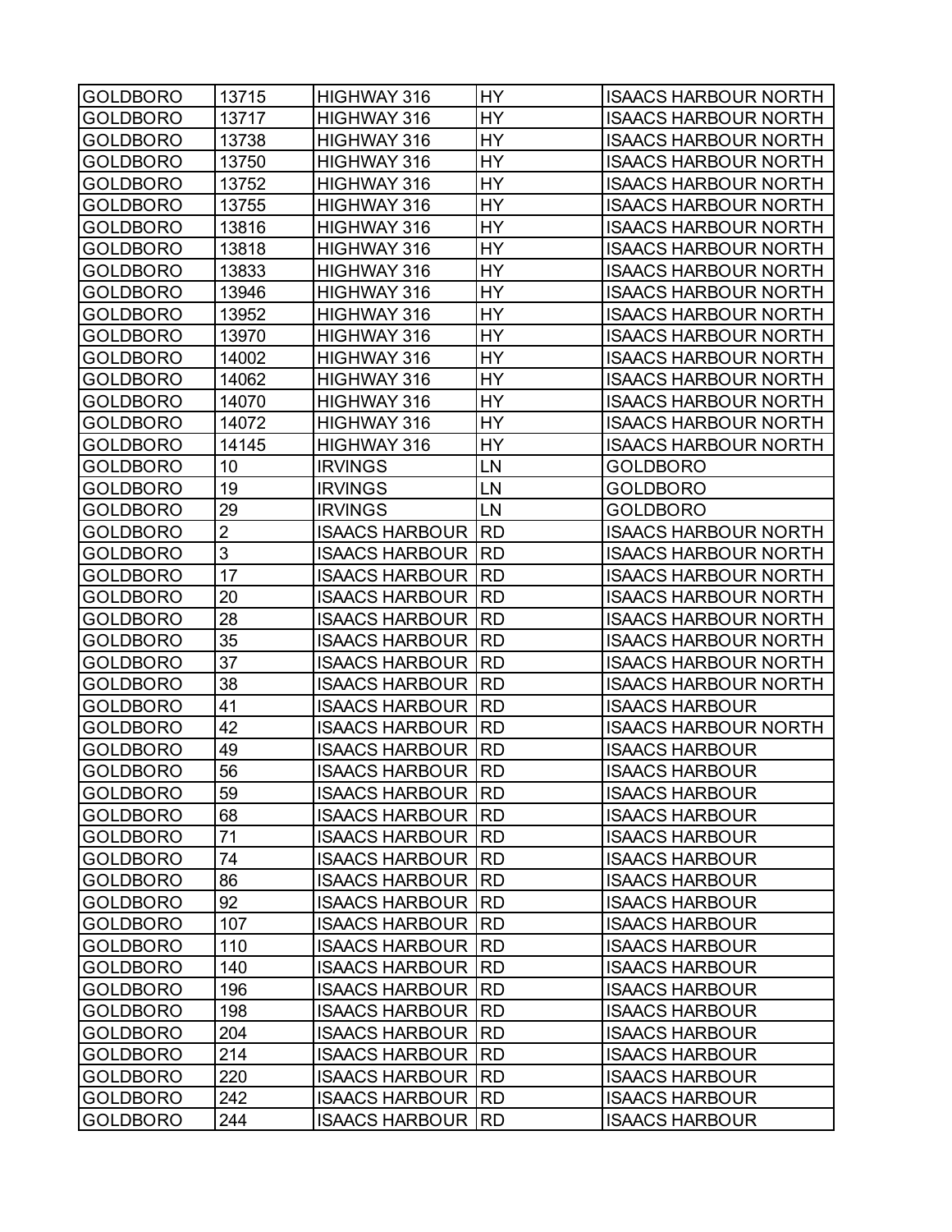| GOLDBORO | 13715 | HIGHWAY 316 | HY | ISAACS HARBOUR NORTH |
|---|---|---|---|---|
| GOLDBORO | 13717 | HIGHWAY 316 | HY | ISAACS HARBOUR NORTH |
| GOLDBORO | 13738 | HIGHWAY 316 | HY | ISAACS HARBOUR NORTH |
| GOLDBORO | 13750 | HIGHWAY 316 | HY | ISAACS HARBOUR NORTH |
| GOLDBORO | 13752 | HIGHWAY 316 | HY | ISAACS HARBOUR NORTH |
| GOLDBORO | 13755 | HIGHWAY 316 | HY | ISAACS HARBOUR NORTH |
| GOLDBORO | 13816 | HIGHWAY 316 | HY | ISAACS HARBOUR NORTH |
| GOLDBORO | 13818 | HIGHWAY 316 | HY | ISAACS HARBOUR NORTH |
| GOLDBORO | 13833 | HIGHWAY 316 | HY | ISAACS HARBOUR NORTH |
| GOLDBORO | 13946 | HIGHWAY 316 | HY | ISAACS HARBOUR NORTH |
| GOLDBORO | 13952 | HIGHWAY 316 | HY | ISAACS HARBOUR NORTH |
| GOLDBORO | 13970 | HIGHWAY 316 | HY | ISAACS HARBOUR NORTH |
| GOLDBORO | 14002 | HIGHWAY 316 | HY | ISAACS HARBOUR NORTH |
| GOLDBORO | 14062 | HIGHWAY 316 | HY | ISAACS HARBOUR NORTH |
| GOLDBORO | 14070 | HIGHWAY 316 | HY | ISAACS HARBOUR NORTH |
| GOLDBORO | 14072 | HIGHWAY 316 | HY | ISAACS HARBOUR NORTH |
| GOLDBORO | 14145 | HIGHWAY 316 | HY | ISAACS HARBOUR NORTH |
| GOLDBORO | 10 | IRVINGS | LN | GOLDBORO |
| GOLDBORO | 19 | IRVINGS | LN | GOLDBORO |
| GOLDBORO | 29 | IRVINGS | LN | GOLDBORO |
| GOLDBORO | 2 | ISAACS HARBOUR | RD | ISAACS HARBOUR NORTH |
| GOLDBORO | 3 | ISAACS HARBOUR | RD | ISAACS HARBOUR NORTH |
| GOLDBORO | 17 | ISAACS HARBOUR | RD | ISAACS HARBOUR NORTH |
| GOLDBORO | 20 | ISAACS HARBOUR | RD | ISAACS HARBOUR NORTH |
| GOLDBORO | 28 | ISAACS HARBOUR | RD | ISAACS HARBOUR NORTH |
| GOLDBORO | 35 | ISAACS HARBOUR | RD | ISAACS HARBOUR NORTH |
| GOLDBORO | 37 | ISAACS HARBOUR | RD | ISAACS HARBOUR NORTH |
| GOLDBORO | 38 | ISAACS HARBOUR | RD | ISAACS HARBOUR NORTH |
| GOLDBORO | 41 | ISAACS HARBOUR | RD | ISAACS HARBOUR |
| GOLDBORO | 42 | ISAACS HARBOUR | RD | ISAACS HARBOUR NORTH |
| GOLDBORO | 49 | ISAACS HARBOUR | RD | ISAACS HARBOUR |
| GOLDBORO | 56 | ISAACS HARBOUR | RD | ISAACS HARBOUR |
| GOLDBORO | 59 | ISAACS HARBOUR | RD | ISAACS HARBOUR |
| GOLDBORO | 68 | ISAACS HARBOUR | RD | ISAACS HARBOUR |
| GOLDBORO | 71 | ISAACS HARBOUR | RD | ISAACS HARBOUR |
| GOLDBORO | 74 | ISAACS HARBOUR | RD | ISAACS HARBOUR |
| GOLDBORO | 86 | ISAACS HARBOUR | RD | ISAACS HARBOUR |
| GOLDBORO | 92 | ISAACS HARBOUR | RD | ISAACS HARBOUR |
| GOLDBORO | 107 | ISAACS HARBOUR | RD | ISAACS HARBOUR |
| GOLDBORO | 110 | ISAACS HARBOUR | RD | ISAACS HARBOUR |
| GOLDBORO | 140 | ISAACS HARBOUR | RD | ISAACS HARBOUR |
| GOLDBORO | 196 | ISAACS HARBOUR | RD | ISAACS HARBOUR |
| GOLDBORO | 198 | ISAACS HARBOUR | RD | ISAACS HARBOUR |
| GOLDBORO | 204 | ISAACS HARBOUR | RD | ISAACS HARBOUR |
| GOLDBORO | 214 | ISAACS HARBOUR | RD | ISAACS HARBOUR |
| GOLDBORO | 220 | ISAACS HARBOUR | RD | ISAACS HARBOUR |
| GOLDBORO | 242 | ISAACS HARBOUR | RD | ISAACS HARBOUR |
| GOLDBORO | 244 | ISAACS HARBOUR | RD | ISAACS HARBOUR |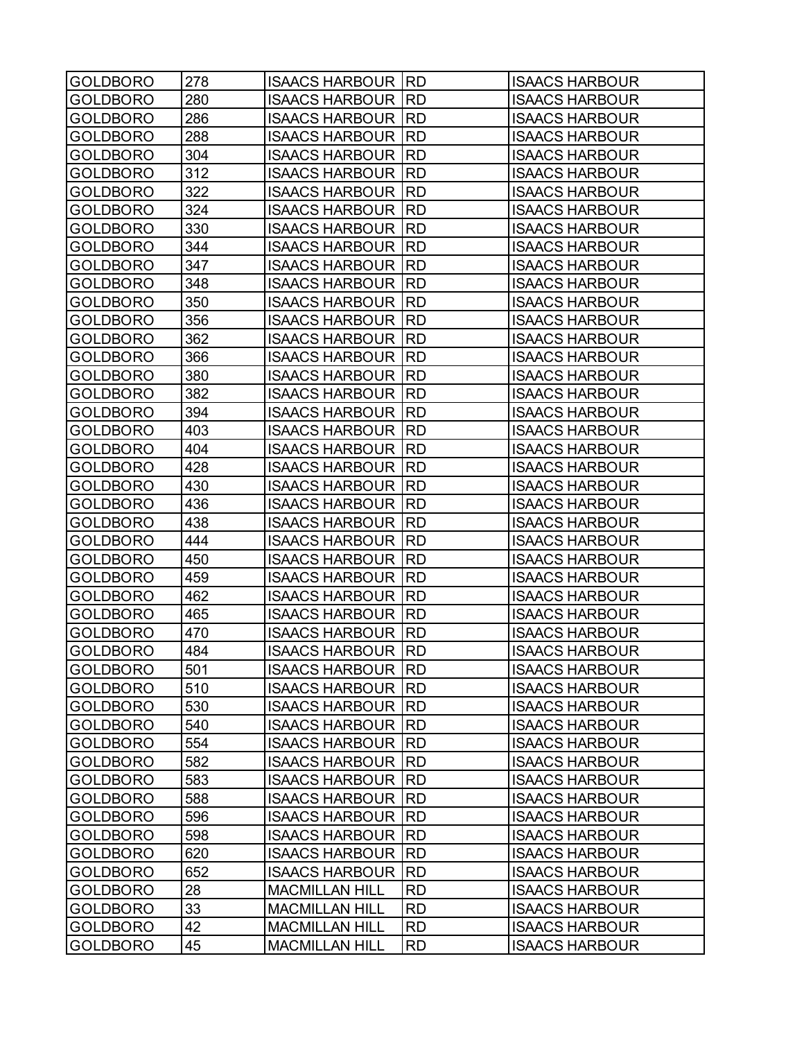| GOLDBORO | 278 | ISAACS HARBOUR | RD | ISAACS HARBOUR |
|---|---|---|---|---|
| GOLDBORO | 280 | ISAACS HARBOUR | RD | ISAACS HARBOUR |
| GOLDBORO | 286 | ISAACS HARBOUR | RD | ISAACS HARBOUR |
| GOLDBORO | 288 | ISAACS HARBOUR | RD | ISAACS HARBOUR |
| GOLDBORO | 304 | ISAACS HARBOUR | RD | ISAACS HARBOUR |
| GOLDBORO | 312 | ISAACS HARBOUR | RD | ISAACS HARBOUR |
| GOLDBORO | 322 | ISAACS HARBOUR | RD | ISAACS HARBOUR |
| GOLDBORO | 324 | ISAACS HARBOUR | RD | ISAACS HARBOUR |
| GOLDBORO | 330 | ISAACS HARBOUR | RD | ISAACS HARBOUR |
| GOLDBORO | 344 | ISAACS HARBOUR | RD | ISAACS HARBOUR |
| GOLDBORO | 347 | ISAACS HARBOUR | RD | ISAACS HARBOUR |
| GOLDBORO | 348 | ISAACS HARBOUR | RD | ISAACS HARBOUR |
| GOLDBORO | 350 | ISAACS HARBOUR | RD | ISAACS HARBOUR |
| GOLDBORO | 356 | ISAACS HARBOUR | RD | ISAACS HARBOUR |
| GOLDBORO | 362 | ISAACS HARBOUR | RD | ISAACS HARBOUR |
| GOLDBORO | 366 | ISAACS HARBOUR | RD | ISAACS HARBOUR |
| GOLDBORO | 380 | ISAACS HARBOUR | RD | ISAACS HARBOUR |
| GOLDBORO | 382 | ISAACS HARBOUR | RD | ISAACS HARBOUR |
| GOLDBORO | 394 | ISAACS HARBOUR | RD | ISAACS HARBOUR |
| GOLDBORO | 403 | ISAACS HARBOUR | RD | ISAACS HARBOUR |
| GOLDBORO | 404 | ISAACS HARBOUR | RD | ISAACS HARBOUR |
| GOLDBORO | 428 | ISAACS HARBOUR | RD | ISAACS HARBOUR |
| GOLDBORO | 430 | ISAACS HARBOUR | RD | ISAACS HARBOUR |
| GOLDBORO | 436 | ISAACS HARBOUR | RD | ISAACS HARBOUR |
| GOLDBORO | 438 | ISAACS HARBOUR | RD | ISAACS HARBOUR |
| GOLDBORO | 444 | ISAACS HARBOUR | RD | ISAACS HARBOUR |
| GOLDBORO | 450 | ISAACS HARBOUR | RD | ISAACS HARBOUR |
| GOLDBORO | 459 | ISAACS HARBOUR | RD | ISAACS HARBOUR |
| GOLDBORO | 462 | ISAACS HARBOUR | RD | ISAACS HARBOUR |
| GOLDBORO | 465 | ISAACS HARBOUR | RD | ISAACS HARBOUR |
| GOLDBORO | 470 | ISAACS HARBOUR | RD | ISAACS HARBOUR |
| GOLDBORO | 484 | ISAACS HARBOUR | RD | ISAACS HARBOUR |
| GOLDBORO | 501 | ISAACS HARBOUR | RD | ISAACS HARBOUR |
| GOLDBORO | 510 | ISAACS HARBOUR | RD | ISAACS HARBOUR |
| GOLDBORO | 530 | ISAACS HARBOUR | RD | ISAACS HARBOUR |
| GOLDBORO | 540 | ISAACS HARBOUR | RD | ISAACS HARBOUR |
| GOLDBORO | 554 | ISAACS HARBOUR | RD | ISAACS HARBOUR |
| GOLDBORO | 582 | ISAACS HARBOUR | RD | ISAACS HARBOUR |
| GOLDBORO | 583 | ISAACS HARBOUR | RD | ISAACS HARBOUR |
| GOLDBORO | 588 | ISAACS HARBOUR | RD | ISAACS HARBOUR |
| GOLDBORO | 596 | ISAACS HARBOUR | RD | ISAACS HARBOUR |
| GOLDBORO | 598 | ISAACS HARBOUR | RD | ISAACS HARBOUR |
| GOLDBORO | 620 | ISAACS HARBOUR | RD | ISAACS HARBOUR |
| GOLDBORO | 652 | ISAACS HARBOUR | RD | ISAACS HARBOUR |
| GOLDBORO | 28 | MACMILLAN HILL | RD | ISAACS HARBOUR |
| GOLDBORO | 33 | MACMILLAN HILL | RD | ISAACS HARBOUR |
| GOLDBORO | 42 | MACMILLAN HILL | RD | ISAACS HARBOUR |
| GOLDBORO | 45 | MACMILLAN HILL | RD | ISAACS HARBOUR |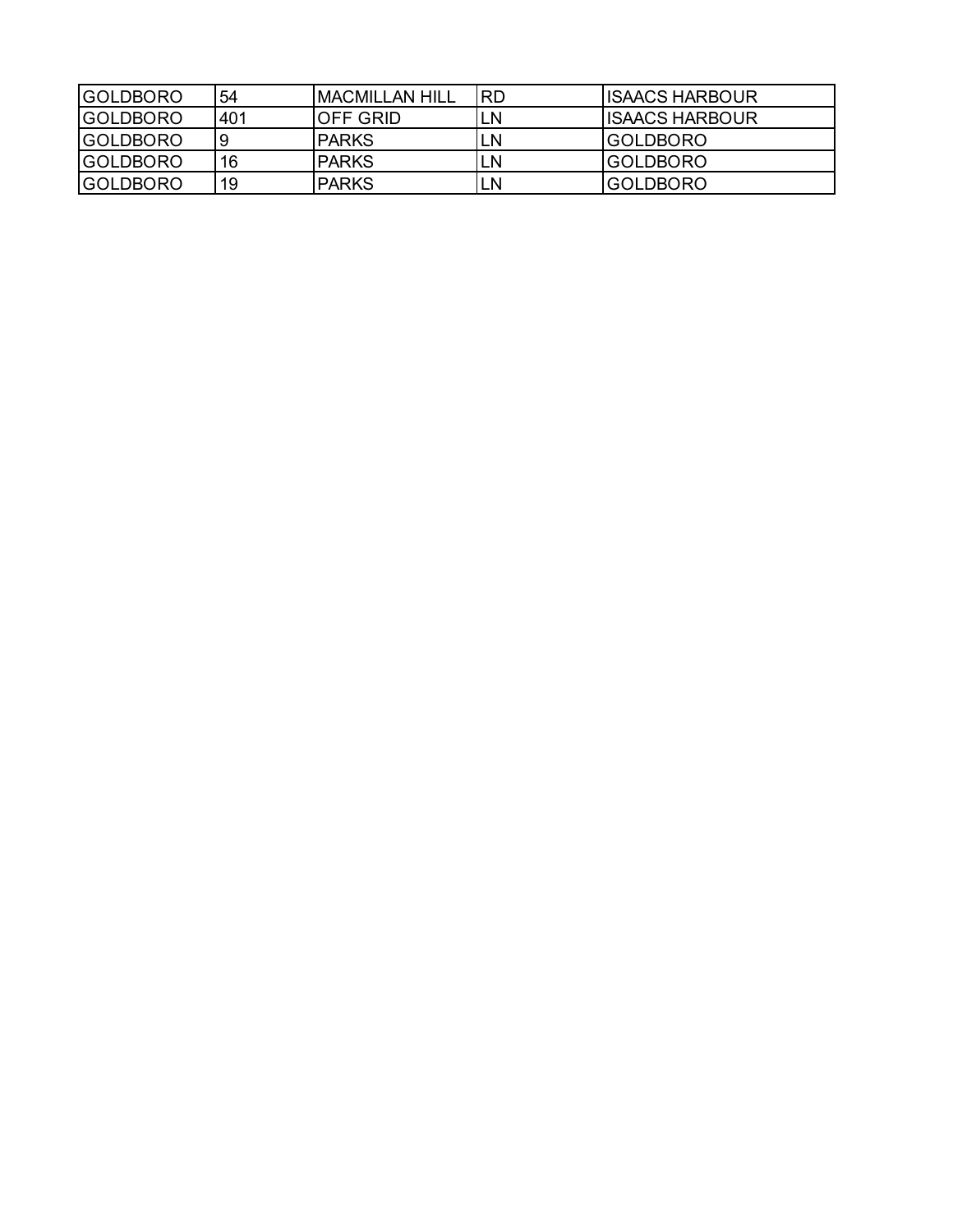| | | | | |
|---|---|---|---|---|
| GOLDBORO | 54 | MACMILLAN HILL | RD | ISAACS HARBOUR |
| GOLDBORO | 401 | OFF GRID | LN | ISAACS HARBOUR |
| GOLDBORO | 9 | PARKS | LN | GOLDBORO |
| GOLDBORO | 16 | PARKS | LN | GOLDBORO |
| GOLDBORO | 19 | PARKS | LN | GOLDBORO |